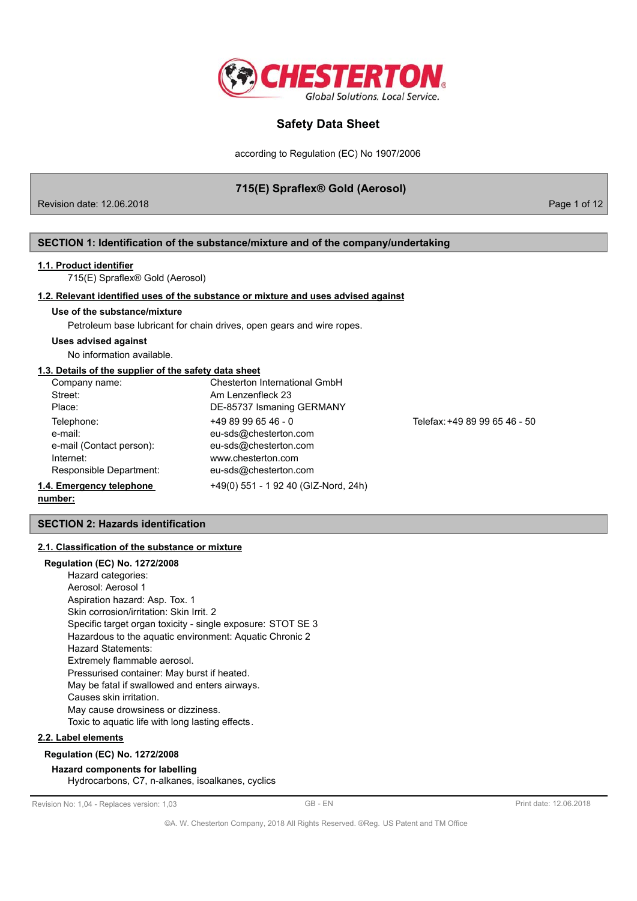# Safety Data Sheet

according to Regulation (EC) No 1907/2006

## 715(E) Spraflex® Gold (Aerosol)

Revision date: 12.06.2018

## SECTION 1: Identification of the substance/mixture and of the company/undertaking

### 1.1. Product identifier

715(E) Spraflex® Gold (Aerosol)

### 1.2. Relevant identified uses of the substance or mixture and uses advised against

**Use of the substance/mixture**

Petroleum base lubricant for chain drives, open gears and wire ropes.

**Uses advised against**

No information available.

### 1.3. Details of the supplier of the safety data sheet

| | | |
|---|---|---|
| Company name: | Chesterton International GmbH | |
| Street: | Am Lenzenfleck 23 | |
| Place: | DE-85737 Ismaning GERMANY | |
| Telephone: | +49 89 99 65 46 - 0 | Telefax: +49 89 99 65 46 - 50 |
| e-mail: | eu-sds@chesterton.com | |
| e-mail (Contact person): | eu-sds@chesterton.com | |
| Internet: | www.chesterton.com | |
| Responsible Department: | eu-sds@chesterton.com | |

### 1.4. Emergency telephone number:

+49(0) 551 - 1 92 40 (GIZ-Nord, 24h)

## SECTION 2: Hazards identification

### 2.1. Classification of the substance or mixture

**Regulation (EC) No. 1272/2008**

Hazard categories:
Aerosol: Aerosol 1
Aspiration hazard: Asp. Tox. 1
Skin corrosion/irritation: Skin Irrit. 2
Specific target organ toxicity - single exposure: STOT SE 3
Hazardous to the aquatic environment: Aquatic Chronic 2
Hazard Statements:
Extremely flammable aerosol.
Pressurised container: May burst if heated.
May be fatal if swallowed and enters airways.
Causes skin irritation.
May cause drowsiness or dizziness.
Toxic to aquatic life with long lasting effects.

### 2.2. Label elements

**Regulation (EC) No. 1272/2008**

**Hazard components for labelling**

Hydrocarbons, C7, n-alkanes, isoalkanes, cyclics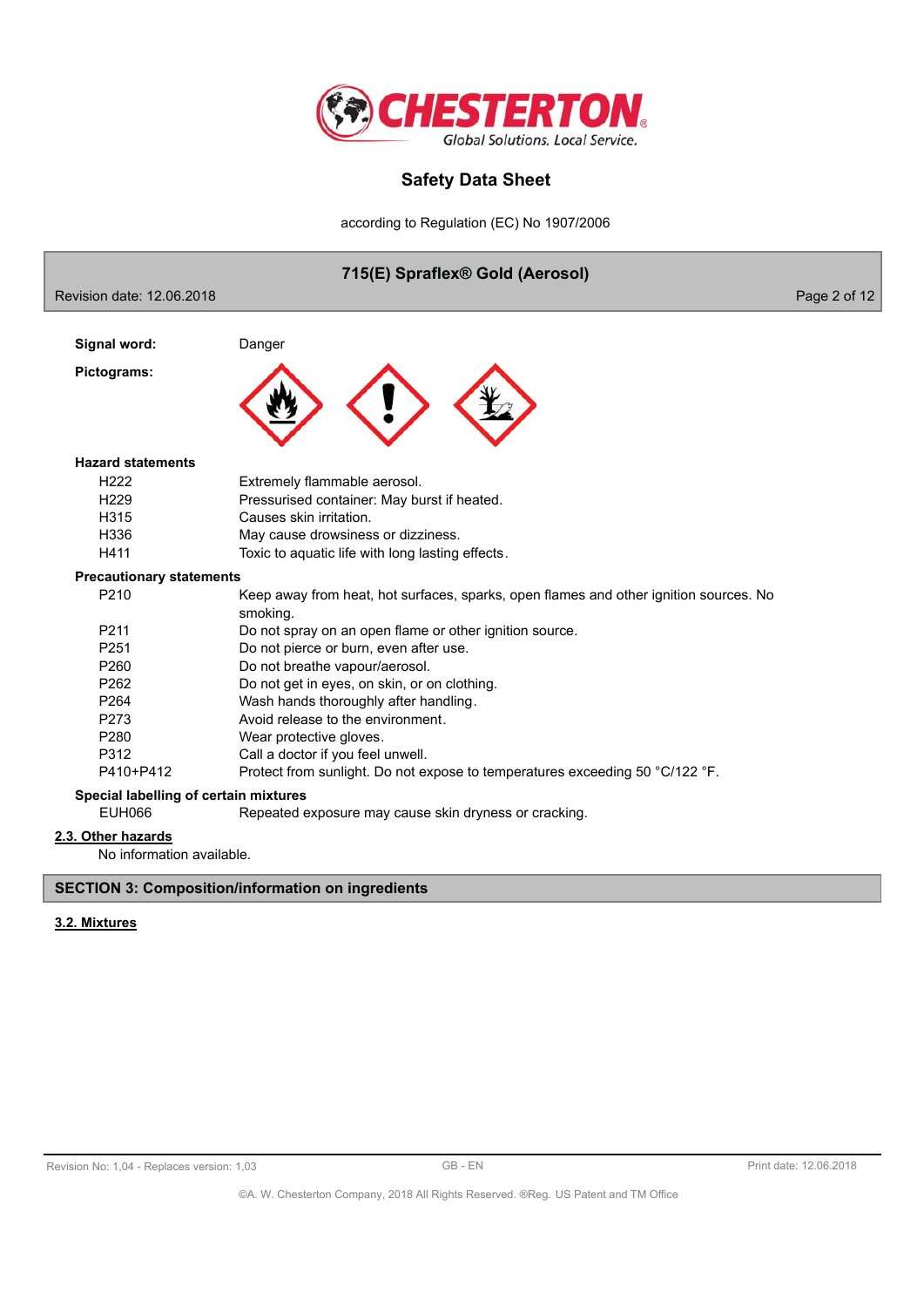**Signal word:** Danger

**Pictograms:**

**Hazard statements**

| | |
|---|---|
| H222 | Extremely flammable aerosol. |
| H229 | Pressurised container: May burst if heated. |
| H315 | Causes skin irritation. |
| H336 | May cause drowsiness or dizziness. |
| H411 | Toxic to aquatic life with long lasting effects. |

**Precautionary statements**

| | |
|---|---|
| P210 | Keep away from heat, hot surfaces, sparks, open flames and other ignition sources. No smoking. |
| P211 | Do not spray on an open flame or other ignition source. |
| P251 | Do not pierce or burn, even after use. |
| P260 | Do not breathe vapour/aerosol. |
| P262 | Do not get in eyes, on skin, or on clothing. |
| P264 | Wash hands thoroughly after handling. |
| P273 | Avoid release to the environment. |
| P280 | Wear protective gloves. |
| P312 | Call a doctor if you feel unwell. |
| P410+P412 | Protect from sunlight. Do not expose to temperatures exceeding 50 °C/122 °F. |

**Special labelling of certain mixtures**

| | |
|---|---|
| EUH066 | Repeated exposure may cause skin dryness or cracking. |

### 2.3. Other hazards

No information available.

## SECTION 3: Composition/information on ingredients

### 3.2. Mixtures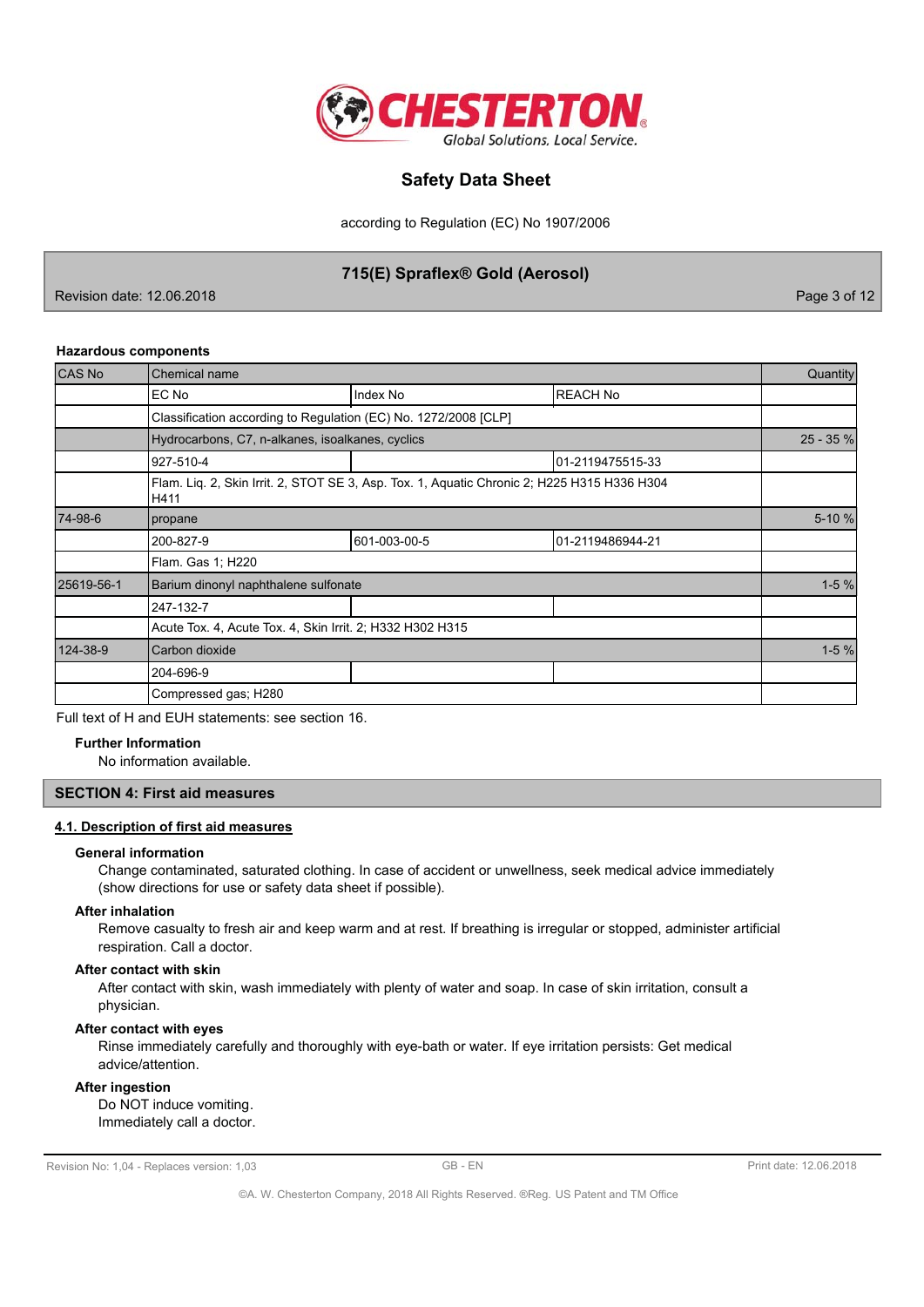### Hazardous components

| CAS No | Chemical name | | | Quantity |
|---|---|---|---|---|
| | EC No | Index No | REACH No | |
| | Classification according to Regulation (EC) No. 1272/2008 [CLP] | | | |
| | Hydrocarbons, C7, n-alkanes, isoalkanes, cyclics | | | 25 - 35 % |
| | 927-510-4 | | 01-2119475515-33 | |
| | Flam. Liq. 2, Skin Irrit. 2, STOT SE 3, Asp. Tox. 1, Aquatic Chronic 2; H225 H315 H336 H304 H411 | | | |
| 74-98-6 | propane | | | 5-10 % |
| | 200-827-9 | 601-003-00-5 | 01-2119486944-21 | |
| | Flam. Gas 1; H220 | | | |
| 25619-56-1 | Barium dinonyl naphthalene sulfonate | | | 1-5 % |
| | 247-132-7 | | | |
| | Acute Tox. 4, Acute Tox. 4, Skin Irrit. 2; H332 H302 H315 | | | |
| 124-38-9 | Carbon dioxide | | | 1-5 % |
| | 204-696-9 | | | |
| | Compressed gas; H280 | | | |

Full text of H and EUH statements: see section 16.

**Further Information**

No information available.

## SECTION 4: First aid measures

### 4.1. Description of first aid measures

**General information**

Change contaminated, saturated clothing. In case of accident or unwellness, seek medical advice immediately (show directions for use or safety data sheet if possible).

**After inhalation**

Remove casualty to fresh air and keep warm and at rest. If breathing is irregular or stopped, administer artificial respiration. Call a doctor.

**After contact with skin**

After contact with skin, wash immediately with plenty of water and soap. In case of skin irritation, consult a physician.

**After contact with eyes**

Rinse immediately carefully and thoroughly with eye-bath or water. If eye irritation persists: Get medical advice/attention.

**After ingestion**

Do NOT induce vomiting.
Immediately call a doctor.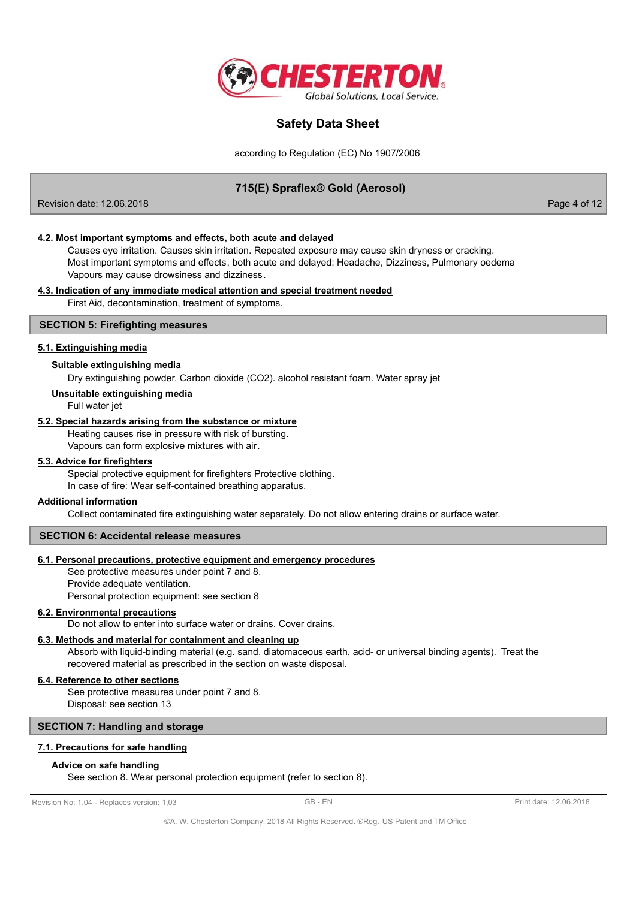#### 4.2. Most important symptoms and effects, both acute and delayed

Causes eye irritation. Causes skin irritation. Repeated exposure may cause skin dryness or cracking.
Most important symptoms and effects, both acute and delayed: Headache, Dizziness, Pulmonary oedema
Vapours may cause drowsiness and dizziness.

#### 4.3. Indication of any immediate medical attention and special treatment needed

First Aid, decontamination, treatment of symptoms.

## SECTION 5: Firefighting measures

#### 5.1. Extinguishing media

**Suitable extinguishing media**

Dry extinguishing powder. Carbon dioxide ($CO_2$). alcohol resistant foam. Water spray jet

**Unsuitable extinguishing media**

Full water jet

#### 5.2. Special hazards arising from the substance or mixture

Heating causes rise in pressure with risk of bursting.
Vapours can form explosive mixtures with air.

#### 5.3. Advice for firefighters

Special protective equipment for firefighters Protective clothing.
In case of fire: Wear self-contained breathing apparatus.

**Additional information**

Collect contaminated fire extinguishing water separately. Do not allow entering drains or surface water.

## SECTION 6: Accidental release measures

#### 6.1. Personal precautions, protective equipment and emergency procedures

See protective measures under point 7 and 8.
Provide adequate ventilation.
Personal protection equipment: see section 8

#### 6.2. Environmental precautions

Do not allow to enter into surface water or drains. Cover drains.

#### 6.3. Methods and material for containment and cleaning up

Absorb with liquid-binding material (e.g. sand, diatomaceous earth, acid- or universal binding agents). Treat the recovered material as prescribed in the section on waste disposal.

#### 6.4. Reference to other sections

See protective measures under point 7 and 8.
Disposal: see section 13

## SECTION 7: Handling and storage

#### 7.1. Precautions for safe handling

**Advice on safe handling**

See section 8. Wear personal protection equipment (refer to section 8).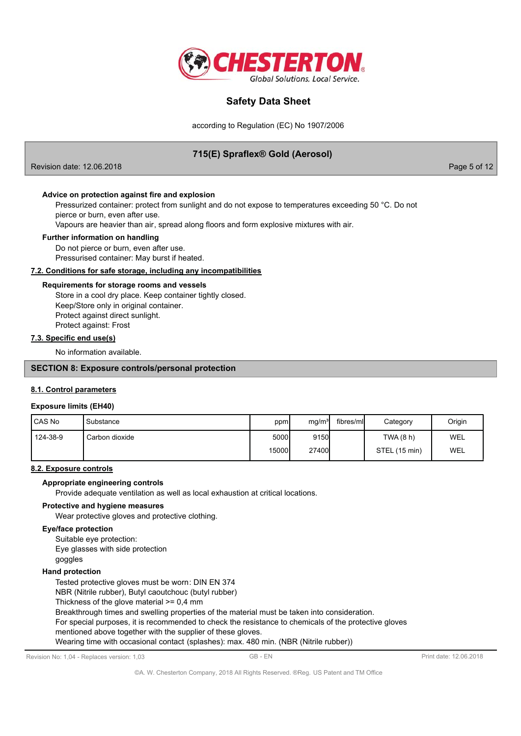**Advice on protection against fire and explosion**

Pressurized container: protect from sunlight and do not expose to temperatures exceeding 50 °C. Do not pierce or burn, even after use.
Vapours are heavier than air, spread along floors and form explosive mixtures with air.

**Further information on handling**

Do not pierce or burn, even after use.
Pressurised container: May burst if heated.

## 7.2. Conditions for safe storage, including any incompatibilities

**Requirements for storage rooms and vessels**

Store in a cool dry place. Keep container tightly closed.
Keep/Store only in original container.
Protect against direct sunlight.
Protect against: Frost

## 7.3. Specific end use(s)

No information available.

# SECTION 8: Exposure controls/personal protection

## 8.1. Control parameters

**Exposure limits (EH40)**

| CAS No | Substance | ppm | mg/m³ | fibres/ml | Category | Origin |
|---|---|---|---|---|---|---|
| 124-38-9 | Carbon dioxide | 5000 | 9150 | | TWA (8 h) | WEL |
| | | 15000 | 27400 | | STEL (15 min) | WEL |

## 8.2. Exposure controls

**Appropriate engineering controls**

Provide adequate ventilation as well as local exhaustion at critical locations.

**Protective and hygiene measures**

Wear protective gloves and protective clothing.

**Eye/face protection**

Suitable eye protection:
Eye glasses with side protection
goggles

**Hand protection**

Tested protective gloves must be worn: DIN EN 374
NBR (Nitrile rubber), Butyl caoutchouc (butyl rubber)
Thickness of the glove material >= 0,4 mm
Breakthrough times and swelling properties of the material must be taken into consideration.
For special purposes, it is recommended to check the resistance to chemicals of the protective gloves mentioned above together with the supplier of these gloves.
Wearing time with occasional contact (splashes): max. 480 min. (NBR (Nitrile rubber))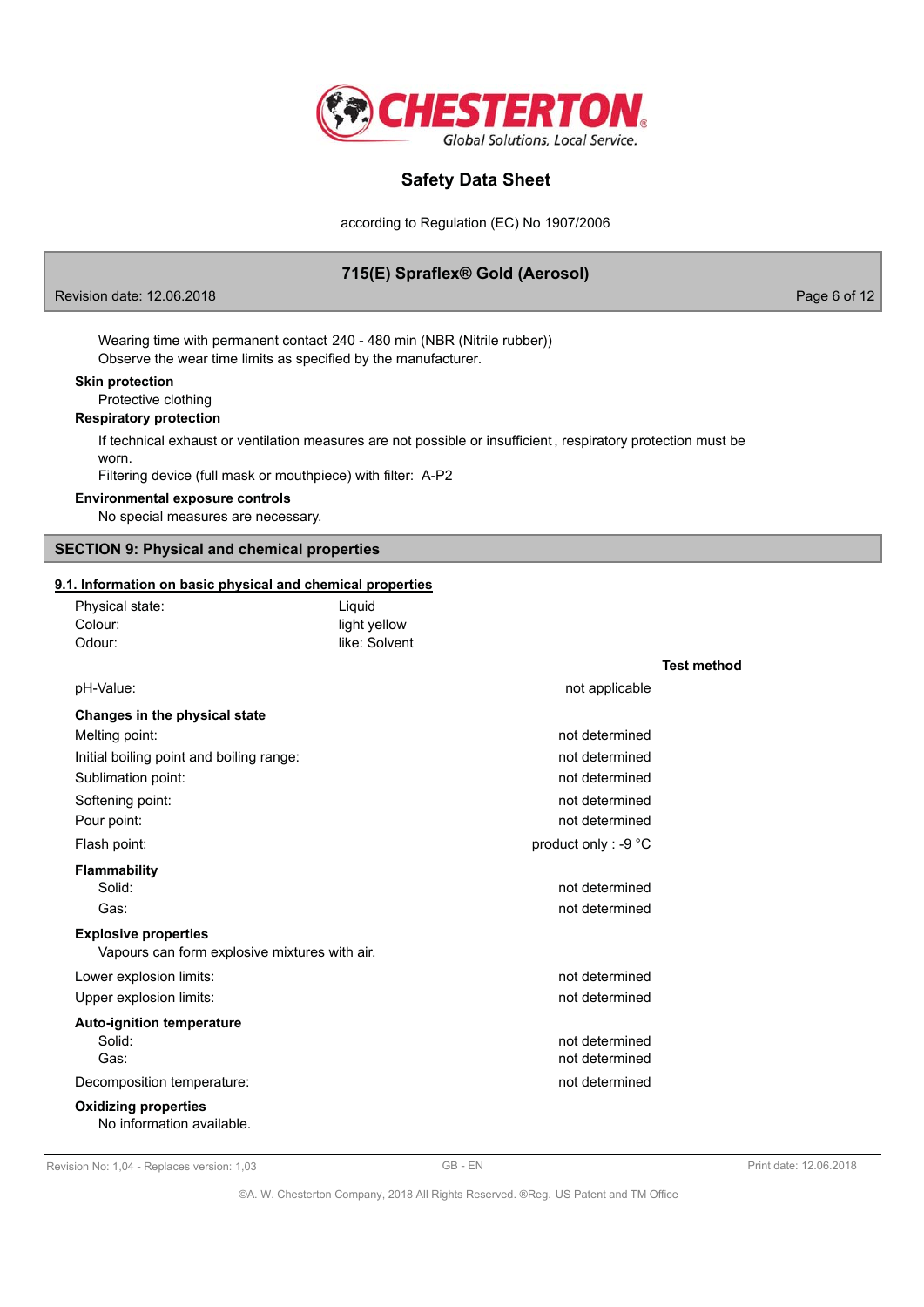Wearing time with permanent contact 240 - 480 min (NBR (Nitrile rubber))
Observe the wear time limits as specified by the manufacturer.

**Skin protection**

Protective clothing

**Respiratory protection**

If technical exhaust or ventilation measures are not possible or insufficient, respiratory protection must be worn.
Filtering device (full mask or mouthpiece) with filter: A-P2

**Environmental exposure controls**

No special measures are necessary.

## SECTION 9: Physical and chemical properties

### 9.1. Information on basic physical and chemical properties

| | | |
|---|---|---|
| Physical state: | Liquid | |
| Colour: | light yellow | |
| Odour: | like: Solvent | |
| | | **Test method** |
| pH-Value: | not applicable | |
| **Changes in the physical state** | | |
| Melting point: | not determined | |
| Initial boiling point and boiling range: | not determined | |
| Sublimation point: | not determined | |
| Softening point: | not determined | |
| Pour point: | not determined | |
| Flash point: | product only : -9 °C | |
| **Flammability** | | |
| Solid: | not determined | |
| Gas: | not determined | |

**Explosive properties**

Vapours can form explosive mixtures with air.

| | | |
|---|---|---|
| Lower explosion limits: | not determined | |
| Upper explosion limits: | not determined | |
| **Auto-ignition temperature** | | |
| Solid: | not determined | |
| Gas: | not determined | |
| Decomposition temperature: | not determined | |

**Oxidizing properties**

No information available.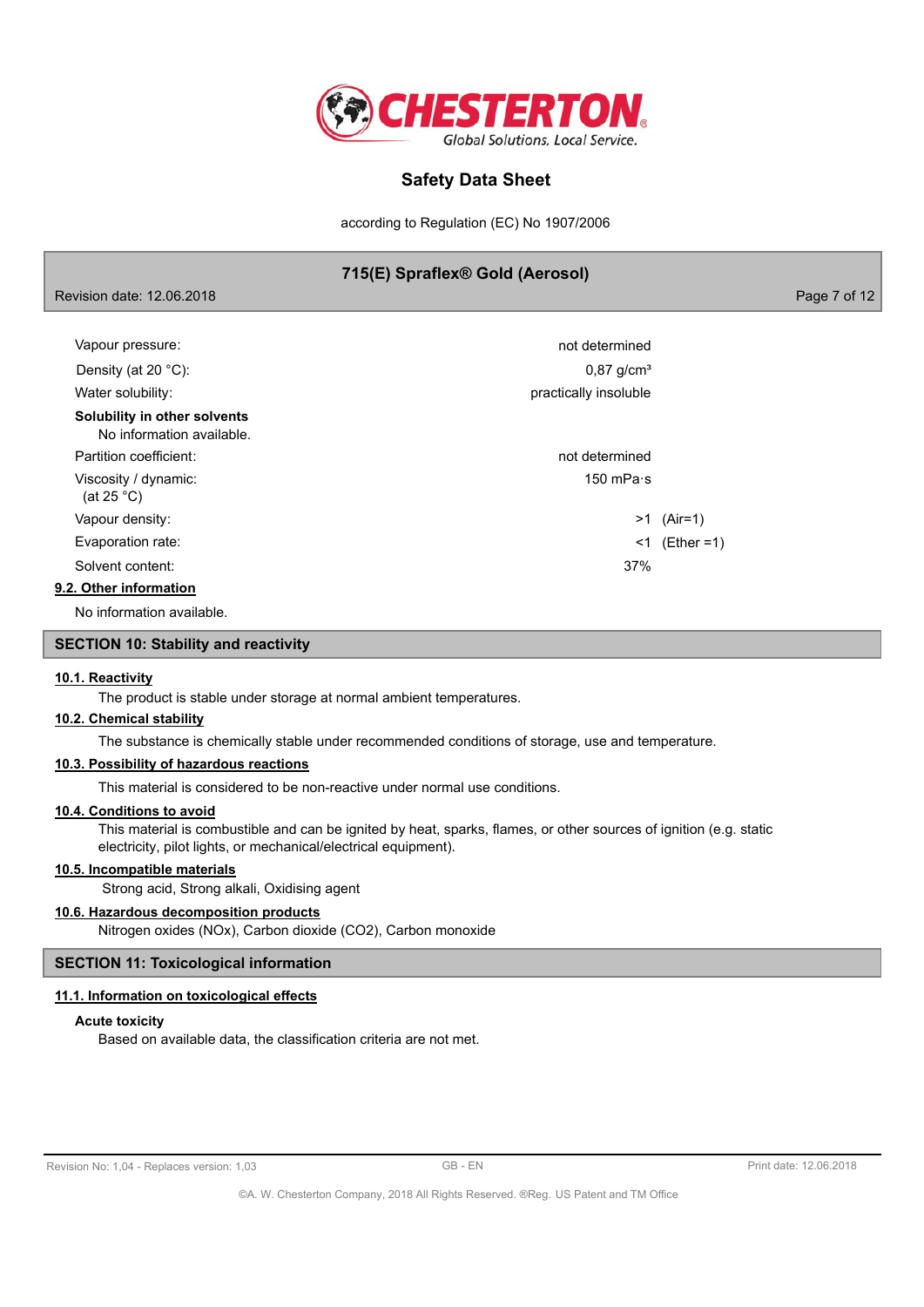| | |
|---|---|
| Vapour pressure: | not determined |
| Density (at 20 °C): | 0,87 g/cm³ |
| Water solubility: | practically insoluble |

**Solubility in other solvents**

No information available.

| | |
|---|---|
| Partition coefficient: | not determined |
| Viscosity / dynamic: (at 25 °C) | 150 mPa·s |
| Vapour density: | >1 (Air=1) |
| Evaporation rate: | <1 (Ether =1) |
| Solvent content: | 37% |

### 9.2. Other information

No information available.

## SECTION 10: Stability and reactivity

### 10.1. Reactivity

The product is stable under storage at normal ambient temperatures.

### 10.2. Chemical stability

The substance is chemically stable under recommended conditions of storage, use and temperature.

### 10.3. Possibility of hazardous reactions

This material is considered to be non-reactive under normal use conditions.

### 10.4. Conditions to avoid

This material is combustible and can be ignited by heat, sparks, flames, or other sources of ignition (e.g. static electricity, pilot lights, or mechanical/electrical equipment).

### 10.5. Incompatible materials

Strong acid, Strong alkali, Oxidising agent

### 10.6. Hazardous decomposition products

Nitrogen oxides (NOx), Carbon dioxide ($CO_2$), Carbon monoxide

## SECTION 11: Toxicological information

### 11.1. Information on toxicological effects

**Acute toxicity**

Based on available data, the classification criteria are not met.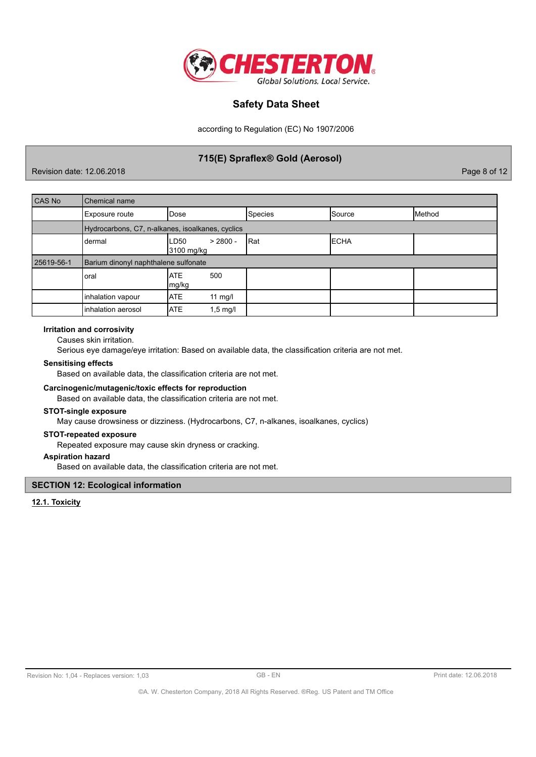| CAS No | Chemical name | | | | |
|---|---|---|---|---|---|
| | Exposure route | Dose | Species | Source | Method |
| | Hydrocarbons, C7, n-alkanes, isoalkanes, cyclics | | | | |
| | dermal | LD50 > 2800 - 3100 mg/kg | Rat | ECHA | |
| 25619-56-1 | Barium dinonyl naphthalene sulfonate | | | | |
| | oral | ATE 500 mg/kg | | | |
| | inhalation vapour | ATE 11 mg/l | | | |
| | inhalation aerosol | ATE 1,5 mg/l | | | |

**Irritation and corrosivity**

Causes skin irritation.

Serious eye damage/eye irritation: Based on available data, the classification criteria are not met.

**Sensitising effects**

Based on available data, the classification criteria are not met.

**Carcinogenic/mutagenic/toxic effects for reproduction**

Based on available data, the classification criteria are not met.

**STOT-single exposure**

May cause drowsiness or dizziness. (Hydrocarbons, C7, n-alkanes, isoalkanes, cyclics)

**STOT-repeated exposure**

Repeated exposure may cause skin dryness or cracking.

**Aspiration hazard**

Based on available data, the classification criteria are not met.

## SECTION 12: Ecological information

### 12.1. Toxicity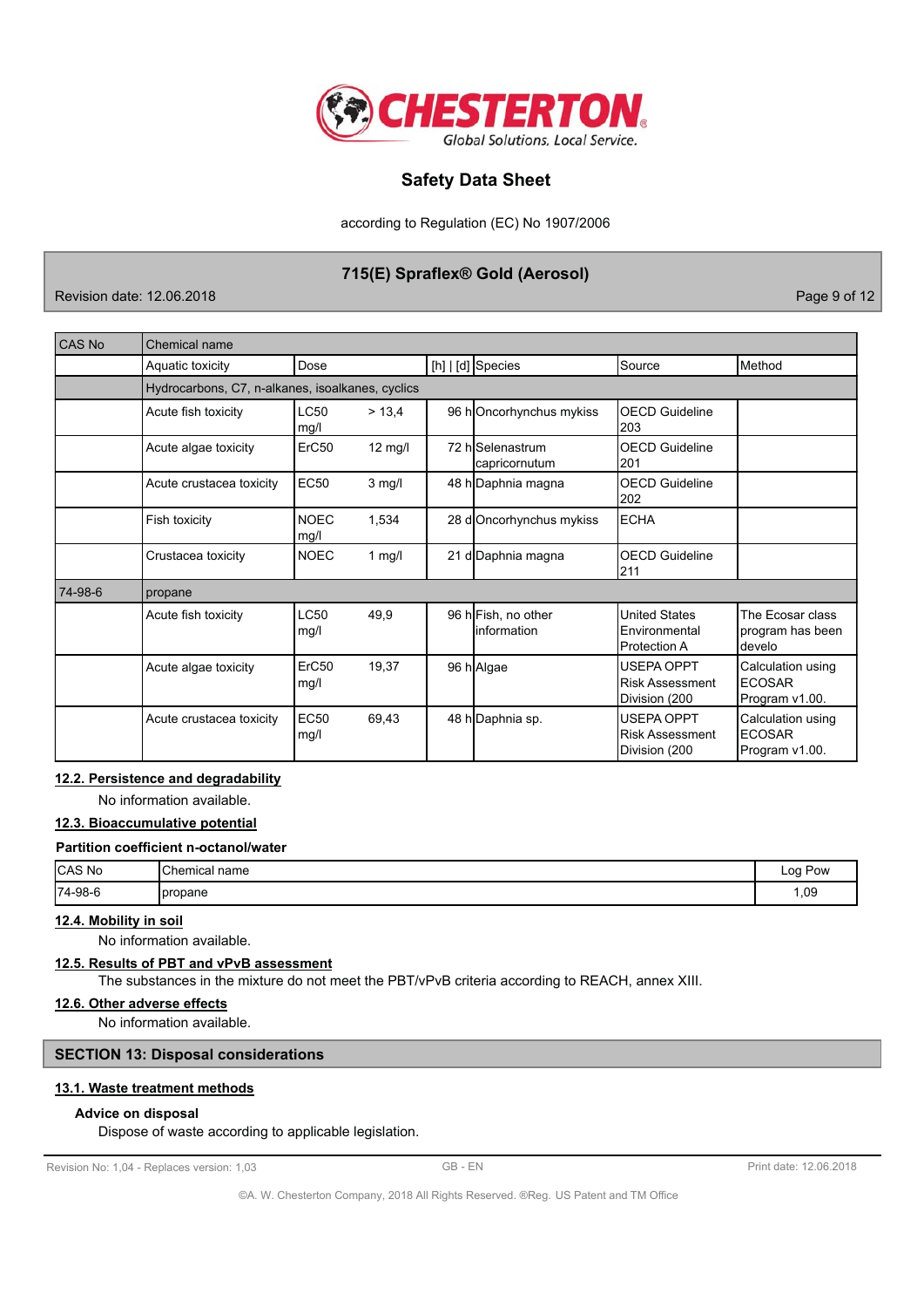| CAS No | Chemical name | | | | | |
|---|---|---|---|---|---|---|
| | Aquatic toxicity | Dose | [h] \| [d] | Species | Source | Method |
| | Hydrocarbons, C7, n-alkanes, isoalkanes, cyclics | | | | | |
| | Acute fish toxicity | LC50 > 13,4 mg/l | 96 h | Oncorhynchus mykiss | OECD Guideline 203 | |
| | Acute algae toxicity | ErC50 12 mg/l | 72 h | Selenastrum capricornutum | OECD Guideline 201 | |
| | Acute crustacea toxicity | EC50 3 mg/l | 48 h | Daphnia magna | OECD Guideline 202 | |
| | Fish toxicity | NOEC 1,534 mg/l | 28 d | Oncorhynchus mykiss | ECHA | |
| | Crustacea toxicity | NOEC 1 mg/l | 21 d | Daphnia magna | OECD Guideline 211 | |
| 74-98-6 | propane | | | | | |
| | Acute fish toxicity | LC50 49,9 mg/l | 96 h | Fish, no other information | United States Environmental Protection A | The Ecosar class program has been develo |
| | Acute algae toxicity | ErC50 19,37 mg/l | 96 h | Algae | USEPA OPPT Risk Assessment Division (200 | Calculation using ECOSAR Program v1.00. |
| | Acute crustacea toxicity | EC50 69,43 mg/l | 48 h | Daphnia sp. | USEPA OPPT Risk Assessment Division (200 | Calculation using ECOSAR Program v1.00. |

**12.2. Persistence and degradability**

No information available.

**12.3. Bioaccumulative potential**

**Partition coefficient n-octanol/water**

| CAS No | Chemical name | Log Pow |
|---|---|---|
| 74-98-6 | propane | 1,09 |

**12.4. Mobility in soil**

No information available.

**12.5. Results of PBT and vPvB assessment**

The substances in the mixture do not meet the PBT/vPvB criteria according to REACH, annex XIII.

**12.6. Other adverse effects**

No information available.

## SECTION 13: Disposal considerations

**13.1. Waste treatment methods**

**Advice on disposal**

Dispose of waste according to applicable legislation.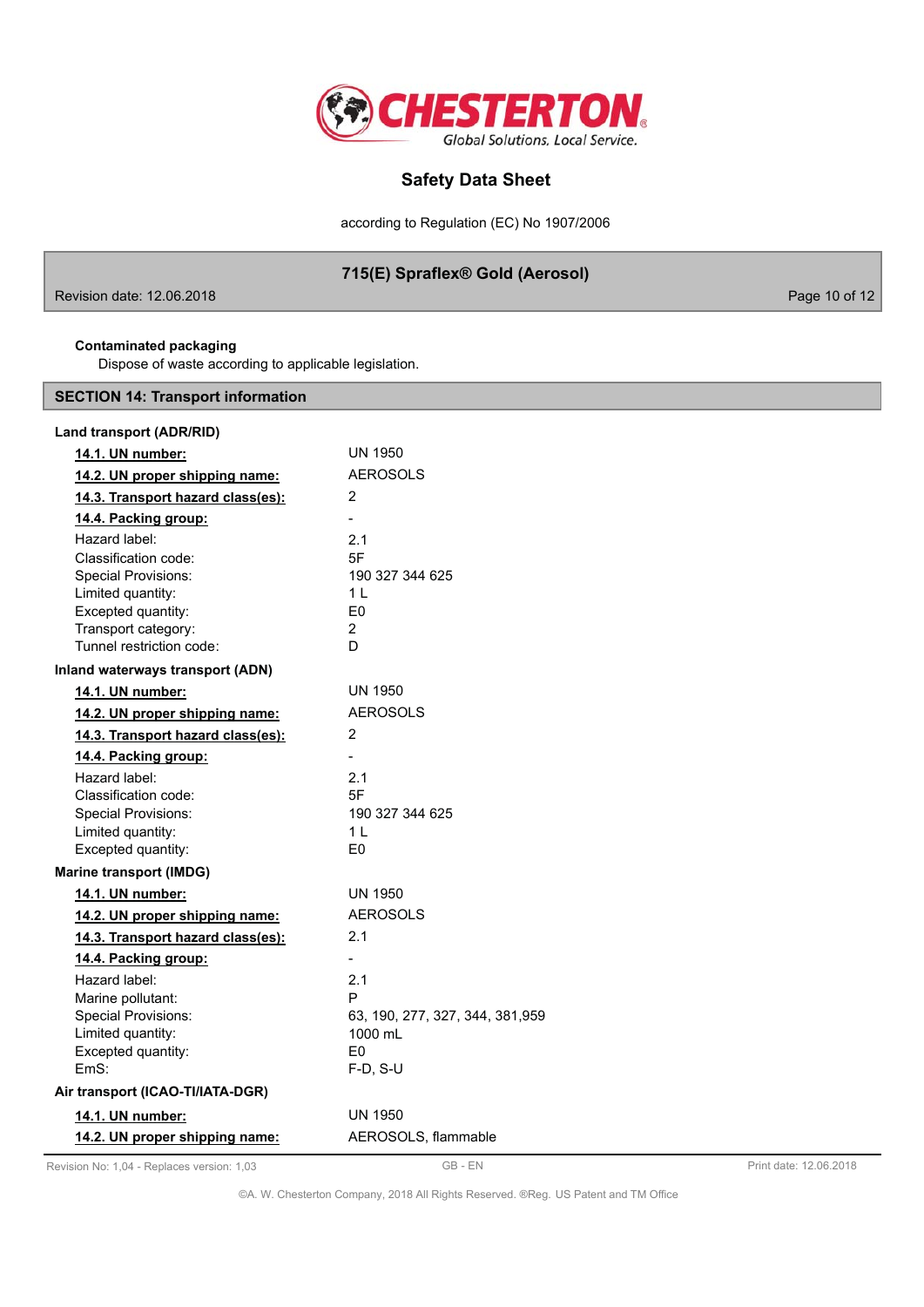**Contaminated packaging**

Dispose of waste according to applicable legislation.

## SECTION 14: Transport information

**Land transport (ADR/RID)**

| | |
|---|---|
| **14.1. UN number:** | UN 1950 |
| **14.2. UN proper shipping name:** | AEROSOLS |
| **14.3. Transport hazard class(es):** | 2 |
| **14.4. Packing group:** | - |
| Hazard label: | 2.1 |
| Classification code: | 5F |
| Special Provisions: | 190 327 344 625 |
| Limited quantity: | 1 L |
| Excepted quantity: | E0 |
| Transport category: | 2 |
| Tunnel restriction code: | D |

**Inland waterways transport (ADN)**

| | |
|---|---|
| **14.1. UN number:** | UN 1950 |
| **14.2. UN proper shipping name:** | AEROSOLS |
| **14.3. Transport hazard class(es):** | 2 |
| **14.4. Packing group:** | - |
| Hazard label: | 2.1 |
| Classification code: | 5F |
| Special Provisions: | 190 327 344 625 |
| Limited quantity: | 1 L |
| Excepted quantity: | E0 |

**Marine transport (IMDG)**

| | |
|---|---|
| **14.1. UN number:** | UN 1950 |
| **14.2. UN proper shipping name:** | AEROSOLS |
| **14.3. Transport hazard class(es):** | 2.1 |
| **14.4. Packing group:** | - |
| Hazard label: | 2.1 |
| Marine pollutant: | P |
| Special Provisions: | 63, 190, 277, 327, 344, 381,959 |
| Limited quantity: | 1000 mL |
| Excepted quantity: | E0 |
| EmS: | F-D, S-U |

**Air transport (ICAO-TI/IATA-DGR)**

| | |
|---|---|
| **14.1. UN number:** | UN 1950 |
| **14.2. UN proper shipping name:** | AEROSOLS, flammable |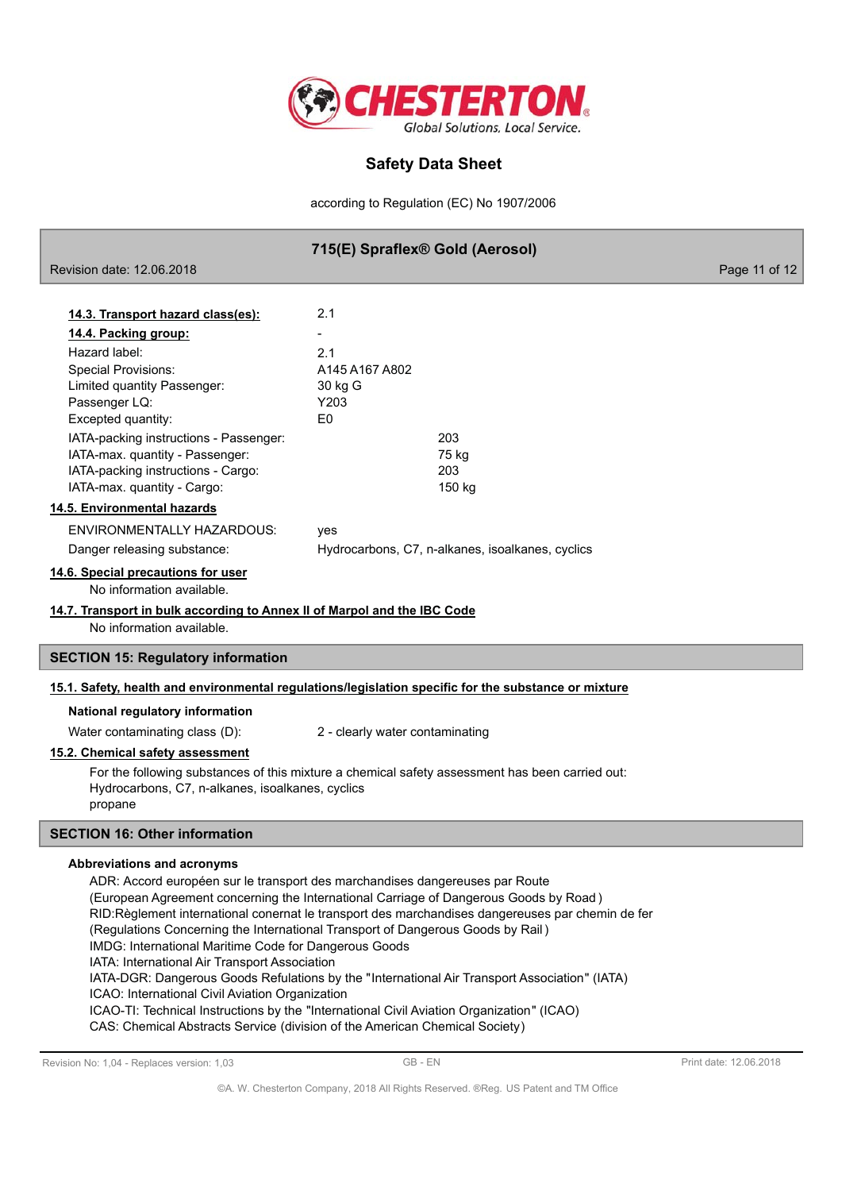**14.3. Transport hazard class(es):** 2.1

**14.4. Packing group:** -

| | |
|---|---|
| Hazard label: | 2.1 |
| Special Provisions: | A145 A167 A802 |
| Limited quantity Passenger: | 30 kg G |
| Passenger LQ: | Y203 |
| Excepted quantity: | E0 |
| IATA-packing instructions - Passenger: | 203 |
| IATA-max. quantity - Passenger: | 75 kg |
| IATA-packing instructions - Cargo: | 203 |
| IATA-max. quantity - Cargo: | 150 kg |

**14.5. Environmental hazards**

| | |
|---|---|
| ENVIRONMENTALLY HAZARDOUS: | yes |
| Danger releasing substance: | Hydrocarbons, C7, n-alkanes, isoalkanes, cyclics |

**14.6. Special precautions for user**

No information available.

**14.7. Transport in bulk according to Annex II of Marpol and the IBC Code**

No information available.

## SECTION 15: Regulatory information

**15.1. Safety, health and environmental regulations/legislation specific for the substance or mixture**

**National regulatory information**

Water contaminating class (D): 2 - clearly water contaminating

**15.2. Chemical safety assessment**

For the following substances of this mixture a chemical safety assessment has been carried out:
Hydrocarbons, C7, n-alkanes, isoalkanes, cyclics
propane

## SECTION 16: Other information

**Abbreviations and acronyms**

ADR: Accord européen sur le transport des marchandises dangereuses par Route
(European Agreement concerning the International Carriage of Dangerous Goods by Road )
RID:Règlement international conernat le transport des marchandises dangereuses par chemin de fer
(Regulations Concerning the International Transport of Dangerous Goods by Rail )
IMDG: International Maritime Code for Dangerous Goods
IATA: International Air Transport Association
IATA-DGR: Dangerous Goods Refulations by the "International Air Transport Association" (IATA)
ICAO: International Civil Aviation Organization
ICAO-TI: Technical Instructions by the "International Civil Aviation Organization" (ICAO)
CAS: Chemical Abstracts Service (division of the American Chemical Society)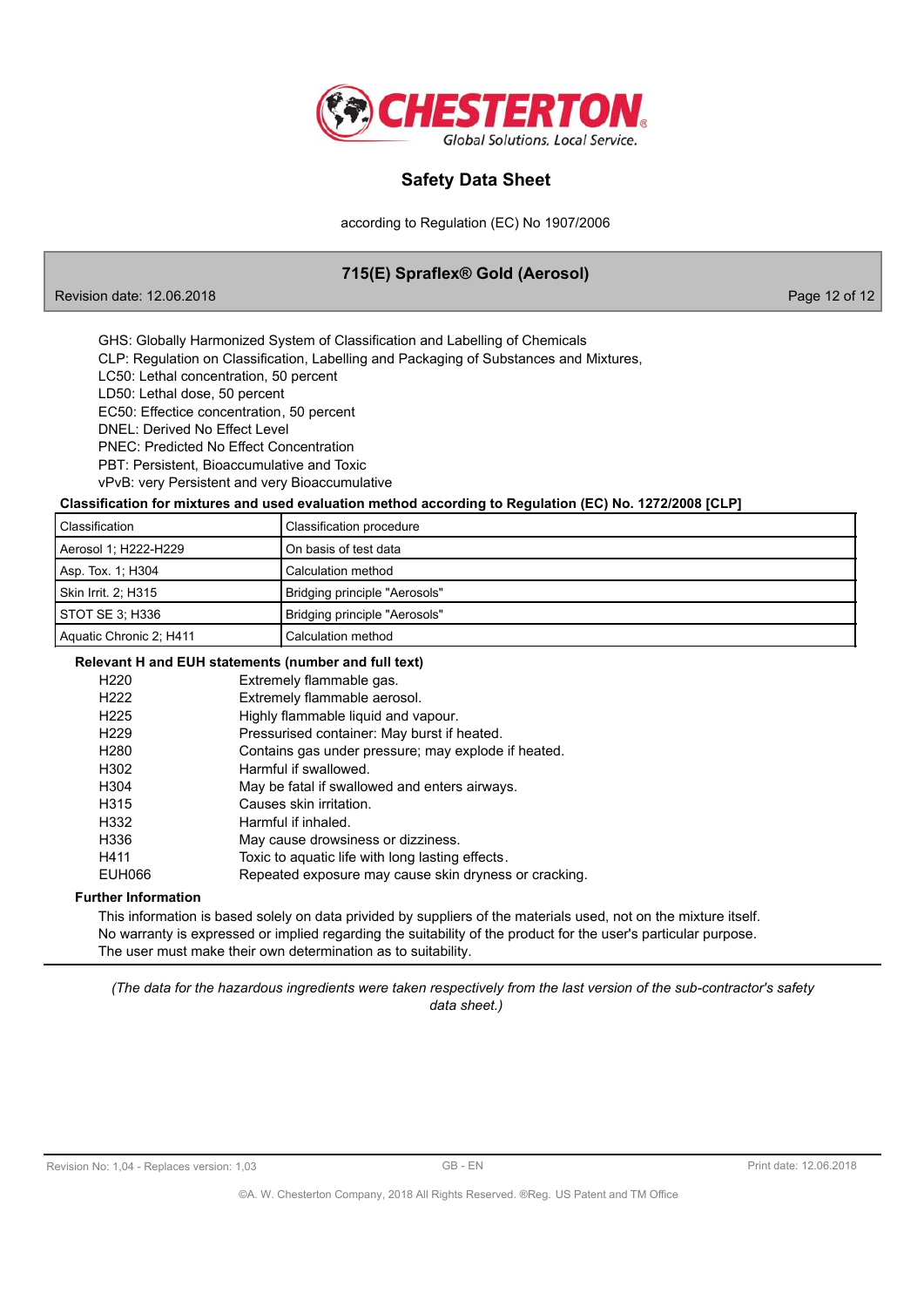GHS: Globally Harmonized System of Classification and Labelling of Chemicals
CLP: Regulation on Classification, Labelling and Packaging of Substances and Mixtures,
LC50: Lethal concentration, 50 percent
LD50: Lethal dose, 50 percent
EC50: Effectice concentration, 50 percent
DNEL: Derived No Effect Level
PNEC: Predicted No Effect Concentration
PBT: Persistent, Bioaccumulative and Toxic
vPvB: very Persistent and very Bioaccumulative

**Classification for mixtures and used evaluation method according to Regulation (EC) No. 1272/2008 [CLP]**

| Classification | Classification procedure |
|---|---|
| Aerosol 1; H222-H229 | On basis of test data |
| Asp. Tox. 1; H304 | Calculation method |
| Skin Irrit. 2; H315 | Bridging principle "Aerosols" |
| STOT SE 3; H336 | Bridging principle "Aerosols" |
| Aquatic Chronic 2; H411 | Calculation method |

**Relevant H and EUH statements (number and full text)**

| | |
|---|---|
| H220 | Extremely flammable gas. |
| H222 | Extremely flammable aerosol. |
| H225 | Highly flammable liquid and vapour. |
| H229 | Pressurised container: May burst if heated. |
| H280 | Contains gas under pressure; may explode if heated. |
| H302 | Harmful if swallowed. |
| H304 | May be fatal if swallowed and enters airways. |
| H315 | Causes skin irritation. |
| H332 | Harmful if inhaled. |
| H336 | May cause drowsiness or dizziness. |
| H411 | Toxic to aquatic life with long lasting effects. |
| EUH066 | Repeated exposure may cause skin dryness or cracking. |

**Further Information**

This information is based solely on data privided by suppliers of the materials used, not on the mixture itself.
No warranty is expressed or implied regarding the suitability of the product for the user's particular purpose.
The user must make their own determination as to suitability.

*(The data for the hazardous ingredients were taken respectively from the last version of the sub-contractor's safety data sheet.)*